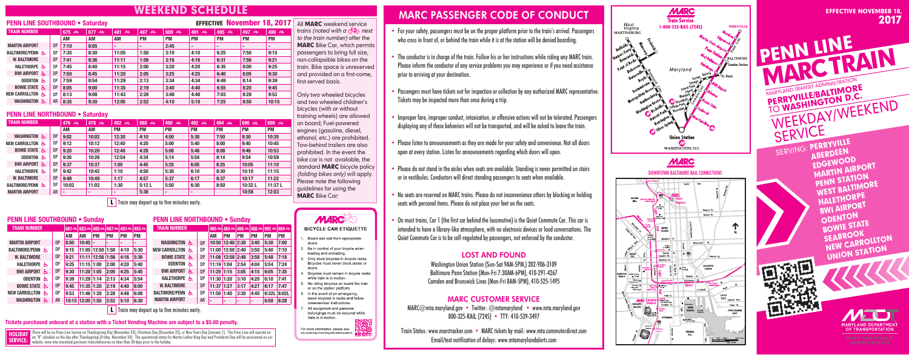# WEEKEND SCHEDULE

## PENN LINE SOUTHBOUND • Saturday

EFFECTIVE **November 18, 2017**

| TRAIN NUMBER | | 675 | 677 | 481 | 487 | 689 | 491 | 495 | 497 | 499 |
|---|---|---|---|---|---|---|---|---|---|---|
| | | AM | AM | AM | PM | PM | PM | PM | PM | PM |
| MARTIN AIRPORT | DP | 7:10 | 8:05 | - | - | 2:45 | - | - | - | - |
| BALTIMORE/PENN | DP | 7:35 | 8:30 | 11:05 | 1:50 | 3:10 | 4:10 | 6:25 | 7:50 | 9:15 |
| W. BALTIMORE | DP | 7:41 | 8:36 | 11:11 | 1:56 | 3:16 | 4:16 | 6:31 | 7:56 | 9:21 |
| HALETHORPE | DP | 7:45 | 8:40 | 11:15 | 2:00 | 3:20 | 4:20 | 6:35 | 8:00 | 9:25 |
| BWI AIRPORT | DP | 7:50 | 8:45 | 11:20 | 2:05 | 3:25 | 4:25 | 6:40 | 8:05 | 9:30 |
| ODENTON | DP | 7:59 | 8:54 | 11:29 | 2:13 | 3:34 | 4:34 | 6:49 | 8:14 | 9:39 |
| BOWIE STATE | DP | 8:05 | 9:00 | 11:35 | 2:19 | 3:40 | 4:40 | 6:55 | 8:20 | 9:45 |
| NEW CARROLLTON | DP | 8:13 | 9:08 | 11:43 | 2:28 | 3:48 | 4:48 | 7:03 | 8:28 | 9:53 |
| WASHINGTON | AR | 8:35 | 9:30 | 12:05 | 2:52 | 4:10 | 5:10 | 7:25 | 8:50 | 10:15 |

## PENN LINE NORTHBOUND • Saturday

| TRAIN NUMBER | | 476 | 478 | 482 | 688 | 490 | 492 | 494 | 696 | 698 |
|---|---|---|---|---|---|---|---|---|---|---|
| | | AM | AM | PM | PM | PM | PM | PM | PM | PM |
| WASHINGTON | DP | 9:02 | 10:02 | 12:30 | 4:10 | 4:50 | 5:30 | 7:50 | 9:30 | 10:35 |
| NEW CARROLLTON | DP | 9:12 | 10:12 | 12:40 | 4:20 | 5:00 | 5:40 | 8:00 | 9:40 | 10:45 |
| BOWIE STATE | DP | 9:20 | 10:20 | 12:48 | 4:28 | 5:08 | 5:48 | 8:08 | 9:48 | 10:53 |
| ODENTON | DP | 9:26 | 10:26 | 12:54 | 4:34 | 5:14 | 5:54 | 8:14 | 9:54 | 10:59 |
| BWI AIRPORT | DP | 9:37 | 10:37 | 1:05 | 4:45 | 5:25 | 6:05 | 8:25 | 10:05 | 11:10 |
| HALETHORPE | DP | 9:42 | 10:42 | 1:10 | 4:50 | 5:30 | 6:10 | 8:30 | 10:10 | 11:15 |
| W. BALTIMORE | DP | 9:49 | 10:49 | 1:17 | 4:57 | 5:37 | 6:17 | 8:37 | 10:17 | 11:22 |
| BALTIMORE/PENN | DP | 10:02 | 11:02 | 1:30 | 5:12 L | 5:50 | 6:30 | 8:50 | 10:32 L | 11:37 L |
| MARTIN AIRPORT | AR | - | - | - | 5:38 | - | - | - | 10:58 | 12:03 |

**L** Train may depart up to five minutes early.

All **MARC** weekend service trains *(noted with a bike next to the train number)* offer the **MARC** Bike Car, which permits passengers to bring full size, non-collapsible bikes on the train. Bike space is unreserved and provided on a first-come, first-served basis.

Only two wheeled bicycles and two wheeled children's bicycles (with or without training wheels) are allowed on board; Fuel-powered engines (gasoline, diesel, ethanol, etc.) are prohibited. Tow-behind trailers are also prohibited. In the event the bike car is not available, the standard **MARC** bicycle policy *(folding bikes only)* will apply. Please note the following guidelines for using the **MARC** Bike Car:

## PENN LINE SOUTHBOUND • Sunday

| TRAIN NUMBER | | 681 | 683 | 485 | 487 | 491 | 493 |
|---|---|---|---|---|---|---|---|
| | | AM | AM | PM | PM | PM | PM |
| MARTIN AIRPORT | DP | 8:50 | 10:45 | - | - | - | - |
| BALTIMORE/PENN | DP | 9:15 | 11:05 | 12:50 | 1:50 | 4:10 | 5:30 |
| W. BALTIMORE | DP | 9:21 | 11:11 | 12:56 | 1:56 | 4:16 | 5:36 |
| HALETHORPE | DP | 9:25 | 11:15 | 1:00 | 2:00 | 4:20 | 5:40 |
| BWI AIRPORT | DP | 9:30 | 11:20 | 1:05 | 2:05 | 4:25 | 5:45 |
| ODENTON | DP | 9:39 | 11:29 | 1:14 | 2:13 | 4:34 | 5:54 |
| BOWIE STATE | DP | 9:45 | 11:35 | 1:20 | 2:19 | 4:40 | 6:00 |
| NEW CARROLLTON | DP | 9:53 | 11:46 | 1:28 | 2:28 | 4:48 | 6:08 |
| WASHINGTON | AR | 10:15 | 12:05 | 1:50 | 2:52 | 5:10 | 6:30 |

## PENN LINE NORTHBOUND • Sunday

| TRAIN NUMBER | | 480 | 484 | 486 | 488 | 692 | 694 |
|---|---|---|---|---|---|---|---|
| | | AM | PM | PM | PM | PM | PM |
| WASHINGTON | DP | 10:50 | 12:40 | 2:30 | 3:40 | 5:30 | 7:00 |
| NEW CARROLLTON | DP | 11:00 | 12:50 | 2:40 | 3:50 | 5:40 | 7:10 |
| BOWIE STATE | DP | 11:08 | 12:58 | 2:48 | 3:58 | 5:48 | 7:18 |
| ODENTON | DP | 11:19 | 1:04 | 2:54 | 4:04 | 5:54 | 7:24 |
| BWI AIRPORT | DP | 11:25 | 1:15 | 3:05 | 4:15 | 6:05 | 7:35 |
| HALETHORPE | DP | 11:30 | 1:20 | 3:10 | 4:20 | 6:10 | 7:41 |
| W. BALTIMORE | DP | 11:37 | 1:27 | 3:17 | 4:27 | 6:17 | 7:47 |
| BALTIMORE/PENN | DP | 11:50 | 1:40 | 3:30 | 4:40 | 6:32L | 8:02L |
| MARTIN AIRPORT | AR | - | - | - | - | 6:58 | 8:28 |

**L** Train may depart up to five minutes early.

**Tickets purchased onboard at a station with a Ticket Vending Machine are subject to a $5.00 penalty.**

**HOLIDAY SERVICE:** There will be no Penn Line Service on Thanksgiving Day (November 23), Christmas Day (December 25), or New Years Day (January 1). The Penn Line will operate on an "R" schedule on the day after Thanksgiving (Friday, November 24). The operational status for Martin Luther King Day and Presidents Day will be announced on our website, www.mta.maryland.gov/mare-train/advisories no later than 30 days prior to the holiday.

### MARC BICYCLE CAR ETIQUETTE

1. Board and exit from appropriate doors.
2. Be in control of your bicycle when loading and unloading.
3. Only store bicycles in bicycle racks. Bicycles must never block aisles or doors.
4. Bicycles must remain in bicycle racks while train is in motion.
5. No riding bicycles on board the train or on the station platform.
6. In the event of an emergency, leave bicycles in racks and follow crewmember instructions.
7. All equipment and personal belongings must be secured while train is in motion.

For more information, please see: mta.maryland.gov/marc-bicycle-policy

# MARC PASSENGER CODE OF CONDUCT

- For your safety, passengers must be on the proper platform prior to the train's arrival. Passengers who cross in front of, or behind the train while it is at the station will be denied boarding.
- The conductor is in charge of the train. Follow his or her instructions while riding any MARC train. Please inform the conductor of any service problems you may experience or if you need assistance prior to arriving at your destination.
- Passengers must have tickets out for inspection or collection by any authorized MARC representative. Tickets may be inspected more than once during a trip.
- Improper fare, improper conduct, intoxication, or offensive actions will not be tolerated. Passengers displaying any of these behaviors will not be transported, and will be asked to leave the train.
- Please listen to announcements as they are made for your safety and convenience. Not all doors open at every station. Listen for announcements regarding which doors will open.
- Please do not stand in the aisles when seats are available. Standing is never permitted on stairs or in vestibules. Conductors will direct standing passengers to seats when available.
- No seats are reserved on MARC trains. Please do not inconvenience others by blocking or holding seats with personal items. Please do not put your feet on the seats.
- On most trains, Car 1 (the first car behind the locomotive) is the Quiet Commute Car. This car is intended to have a library-like atmosphere, with no electronic devices or loud conversations. The Quiet Commute Car is to be self-regulated by passengers, not enforced by the conductor.

## LOST AND FOUND

Washington Union Station (Sun-Sat 9AM-5PM,) 202-906-3109
Baltimore Penn Station (Mon-Fri 7:30AM-6PM), 410-291-4267
Camden and Brunswick Lines (Mon-Fri 8AM-5PM), 410-525-1495

## MARC CUSTOMER SERVICE

MARC@mta.maryland.gov • Twitter: @mtamaryland • www.mta.maryland.gov
800-325-RAIL (7245) • TTY: 410-539-3497

Train Status: www.marctracker.com • MARC tickets by mail: www.mta.commuterdirect.com
Email/text notification of delays: www.mtamarylandalerts.com

MARC Train Service 1-800-325-RAIL (7245)

DOWNTOWN BALTIMORE RAIL CONNECTIONS

**EFFECTIVE NOVEMBER 18, 2017**

# PENN LINE MARC TRAIN

MARYLAND TRANSIT ADMINISTRATION
**PERRYVILLE/BALTIMORE TO WASHINGTON D.C.**
WEEKDAY/WEEKEND SERVICE

SERVING: PERRYVILLE, ABERDEEN, EDGEWOOD, MARTIN AIRPORT, PENN STATION, WEST BALTIMORE, HALETHORPE, BWI AIRPORT, ODENTON, BOWIE STATE, SEABROOK, NEW CARROLLTON, UNION STATION

MARYLAND DEPARTMENT OF TRANSPORTATION
MARYLAND TRANSIT ADMINISTRATION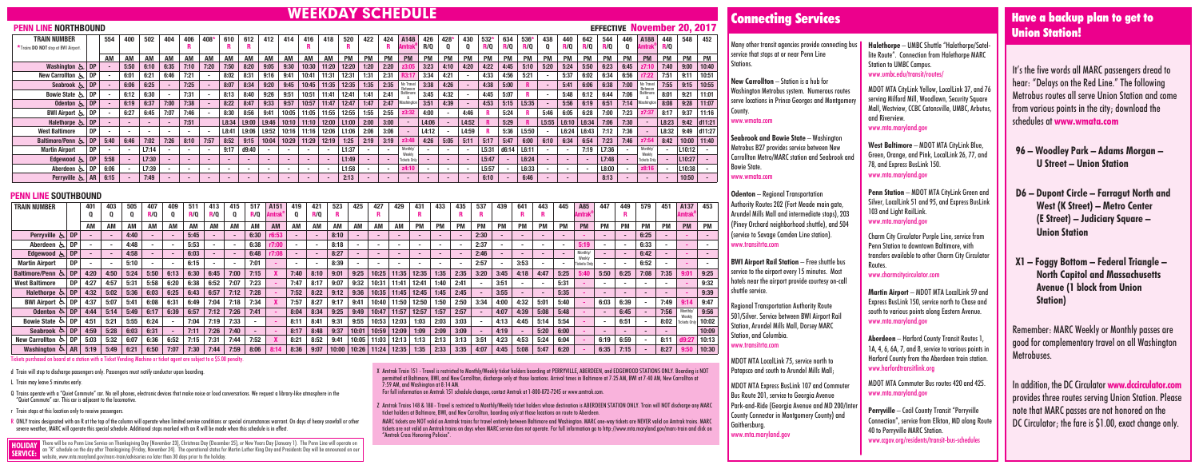# WEEKDAY SCHEDULE

## PENN LINE NORTHBOUND

**EFFECTIVE November 20, 2017**

| TRAIN NUMBER<br>*Trains DO NOT stop at BWI Airport | | 554 | 400 | 502 | 404 | 406 R | 408* | 610 R | 612 R | 412 | 414 | 416 R | 418 | 520 R | 422 | 424 | A148 Amtrak | 426 R/Q | 428* Q | 430 | 532* R/Q | 634 R/Q | 536* R/Q | 438 Q | 440 | 642 R/Q | 544 R/Q | 446 | A188 Amtrak | 448 R/Q | 548 | 452 |
|---|---|---|---|---|---|---|---|---|---|---|---|---|---|---|---|---|---|---|---|---|---|---|---|---|---|---|---|---|---|---|---|---|
| | | AM | AM | AM | AM | AM | AM | AM | AM | AM | AM | AM | AM | PM | PM | PM | PM | PM | PM | PM | PM | PM | PM | PM | PM | PM | PM | PM | PM | PM | PM | PM |
| Washington ♿ | DP | - | 5:50 | 6:10 | 6:35 | 7:10 | 7:20 | 7:50 | 8:20 | 9:05 | 9:30 | 10:30 | 11:20 | 12:20 | 1:20 | 2:20 | z3:05 | 3:23 | 4:10 | 4:20 | 4:22 | 4:45 | 5:10 | 5:20 | 5:24 | 5:50 | 6:23 | 6:45 | z7:10 | 7:40 | 9:00 | 10:40 |
| New Carrollton ♿ | DP | - | 6:01 | 6:21 | 6:46 | 7:21 | - | 8:02 | 8:31 | 9:16 | 9:41 | 10:41 | 11:31 | 12:31 | 1:31 | 2:31 | R3:17 | 3:34 | 4:21 | - | 4:33 | 4:56 | 5:21 | - | 5:37 | 6:02 | 6:34 | 6:56 | r7:22 | 7:51 | 9:11 | 10:51 |
| Seabrook ♿ | DP | - | 6:06 | 6:25 | - | 7:25 | - | 8:07 | 8:34 | 9:20 | 9:45 | 10:45 | 11:35 | 12:35 | 1:35 | 2:35 | No Travel Between Baltimore & Washington | 3:38 | 4:26 | - | 4:38 | 5:00 | R | - | 5:41 | 6:06 | 6:38 | 7:00 | No Travel Between Baltimore & Washington | 7:55 | 9:15 | 10:55 |
| Bowie State ♿ | DP | - | 6:12 | 6:30 | - | 7:31 | - | 8:13 | 8:40 | 9:26 | 9:51 | 10:51 | 11:41 | 12:41 | 1:41 | 2:41 | | 3:45 | 4:32 | - | 4:45 | 5:07 | R | - | 5:48 | 6:12 | 6:44 | 7:06 | | 8:01 | 9:21 | 11:01 |
| Odenton ♿ | DP | - | 6:19 | 6:37 | 7:00 | 7:38 | - | 8:22 | 8:47 | 9:33 | 9:57 | 10:57 | 11:47 | 12:47 | 1:47 | 2:47 | | 3:51 | 4:39 | - | 4:53 | 5:15 | L5:35 | - | 5:56 | 6:19 | 6:51 | 7:14 | | 8:08 | 9:28 | 11:07 |
| BWI Airport ♿ | DP | - | 6:27 | 6:45 | 7:07 | 7:46 | - | 8:30 | 8:56 | 9:41 | 10:05 | 11:05 | 11:55 | 12:55 | 1:55 | 2:55 | z3:32 | 4:00 | - | 4:46 | R | 5:24 | R | 5:46 | 6:05 | 6:28 | 7:00 | 7:23 | z7:37 | 8:17 | 9:37 | 11:16 |
| Halethorpe ♿ | DP | - | - | - | - | 7:51 | - | L8:34 | L9:00 | L9:46 | 10:10 | 11:10 | 12:00 | L1:00 | 2:00 | 3:00 | - | L4:06 | - | L4:52 | R | 5:29 | R | L5:55 | L6:10 | L6:34 | 7:06 | 7:30 | - | L8:23 | 9:42 | d11:21 |
| West Baltimore | DP | - | - | - | - | - | - | L8:41 | L9:06 | L9:52 | 10:16 | 11:16 | 12:06 | L1:06 | 2:06 | 3:06 | - | L4:12 | - | L4:59 | R | 5:36 | L5:50 | - | L6:24 | L6:43 | 7:12 | 7:36 | - | L8:32 | 9:48 | d11:27 |
| Baltimore/Penn ♿ | DP | 5:40 | 6:46 | 7:02 | 7:26 | 8:10 | 7:57 | 8:52 | 9:15 | 10:04 | 10:29 | 11:29 | 12:19 | 1:25 | 2:19 | 3:19 | z3:48 | 4:26 | 5:05 | 5:11 | 5:17 | 5:47 | 6:00 | 6:10 | 6:34 | 6:54 | 7:23 | 7:46 | z7:54 | 8:42 | 10:00 | 11:40 |
| Martin Airport | DP | - | - | L7:14 | - | - | - | 9:17 | d9:40 | - | - | - | - | - | L1:37 | - | Monthly/Weekly Tickets Only | - | - | - | L5:31 | d6:14 | L6:11 | - | - | 7:19 | L7:36 | - | Monthly/Weekly Tickets Only | - | L10:12 | - |
| Edgewood ♿ | DP | 5:58 | - | L7:30 | - | - | - | - | - | - | - | - | - | - | L1:49 | - | | - | - | - | L5:47 | - | L6:24 | - | - | - | L7:48 | - | | - | L10:27 | - |
| Aberdeen ♿ | DP | 6:06 | - | L7:39 | - | - | - | - | - | - | - | - | - | - | L1:58 | - | z4:10 | - | - | - | L5:57 | - | L6:33 | - | - | - | L8:00 | - | z8:16 | - | L10:38 | - |
| Perryville ♿ | AR | 6:15 | - | 7:49 | - | - | - | - | - | - | - | - | - | - | 2:13 | - | - | - | - | - | 6:10 | - | 6:46 | - | - | - | 8:13 | - | - | - | 10:50 | - |

## PENN LINE SOUTHBOUND

| TRAIN NUMBER | | 401 Q | 403 Q | 505 Q | 407 R/Q | 409 Q | 511 R/Q | 413 R/Q | 415 Q | 517 R/Q | A151 Amtrak | 419 Q | 421 R/Q | 523 R | 425 | 427 R | 429 | 431 | 433 | 435 R | 537 R | 439 | 641 R | 443 R | 445 | A85 Amtrak | 447 | 449 R | 579 | 451 | A137 Amtrak | 453 |
|---|---|---|---|---|---|---|---|---|---|---|---|---|---|---|---|---|---|---|---|---|---|---|---|---|---|---|---|---|---|---|---|---|
| | | AM | AM | AM | AM | AM | AM | AM | AM | AM | AM | AM | AM | AM | AM | AM | AM | PM | PM | PM | PM | PM | PM | PM | PM | PM | PM | PM | PM | PM | PM | PM |
| Perryville ♿ | DP | - | - | 4:40 | - | - | 5:45 | - | - | 6:30 | r6:53 | - | - | 8:10 | - | - | - | - | - | - | 2:30 | - | - | - | - | - | - | 6:25 | - | - | - | - |
| Aberdeen ♿ | DP | - | - | 4:48 | - | - | 5:53 | - | - | 6:38 | r7:00 | - | - | 8:18 | - | - | - | - | - | - | 2:37 | - | - | - | - | 5:19 | - | 6:33 | - | - | - | - |
| Edgewood ♿ | DP | - | - | 4:58 | - | - | 6:03 | - | - | 6:48 | r7:08 | - | - | 8:27 | - | - | - | - | - | - | 2:46 | - | - | - | - | Monthly/Weekly Tickets Only | - | 6:42 | - | - | - | - |
| Martin Airport | DP | - | - | 5:10 | - | - | 6:15 | - | - | 7:01 | - | - | - | 8:39 | - | - | - | - | - | - | 2:57 | - | 3:53 | - | - | | - | 6:52 | - | - | - | - |
| Baltimore/Penn ♿ | DP | 4:20 | 4:50 | 5:24 | 5:50 | 6:13 | 6:30 | 6:45 | 7:00 | 7:15 | X | 7:40 | 8:10 | 9:01 | 9:25 | 10:25 | 11:35 | 12:35 | 1:35 | 2:35 | 3:20 | 3:45 | 4:18 | 4:47 | 5:25 | 5:40 | 5:50 | 6:25 | 7:08 | 7:35 | 9:01 | 9:25 |
| West Baltimore | DP | 4:27 | 4:57 | 5:31 | 5:58 | 6:20 | 6:38 | 6:52 | 7:07 | 7:23 | - | 7:47 | 8:17 | 9:07 | 9:32 | 10:31 | 11:41 | 12:41 | 1:40 | 2:41 | - | 3:51 | - | - | 5:31 | - | - | - | - | - | - | 9:32 |
| Halethorpe ♿ | DP | 4:32 | 5:02 | 5:36 | 6:03 | 6:25 | 6:43 | 6:57 | 7:12 | 7:28 | - | 7:52 | 8:22 | 9:12 | 9:36 | 10:35 | 11:45 | 12:45 | 1:45 | 2:45 | - | 3:55 | - | - | 5:35 | - | - | - | - | - | - | 9:39 |
| BWI Airport ♿ | DP | 4:37 | 5:07 | 5:41 | 6:08 | 6:31 | 6:49 | 7:04 | 7:18 | 7:34 | X | 7:57 | 8:27 | 9:17 | 9:41 | 10:40 | 11:50 | 12:50 | 1:50 | 2:50 | 3:34 | 4:00 | 4:32 | 5:01 | 5:40 | - | 6:03 | 6:39 | - | 7:49 | 9:14 | 9:47 |
| Odenton ♿ | DP | 4:44 | 5:14 | 5:49 | 6:17 | 6:39 | 6:57 | 7:12 | 7:26 | 7:41 | - | 8:04 | 8:34 | 9:25 | 9:49 | 10:47 | 11:57 | 12:57 | 1:57 | 2:57 | - | 4:07 | 4:39 | 5:08 | 5:48 | - | - | 6:45 | - | 7:56 | Monthly/Weekly Tickets Only | 9:56 |
| Bowie State ♿ | DP | 4:51 | 5:21 | 5:55 | 6:24 | - | 7:04 | 7:19 | 7:33 | - | - | 8:11 | 8:41 | 9:31 | 9:55 | 10:53 | 12:03 | 1:03 | 2:03 | 3:03 | - | 4:13 | 4:45 | 5:14 | 5:54 | - | - | 6:51 | - | 8:02 | | 10:02 |
| Seabrook ♿ | DP | 4:59 | 5:28 | 6:03 | 6:31 | - | 7:11 | 7:26 | 7:40 | - | - | 8:17 | 8:48 | 9:37 | 10:01 | 10:59 | 12:09 | 1:09 | 2:09 | 3:09 | - | 4:19 | - | 5:20 | 6:00 | - | - | - | - | - | - | 10:09 |
| New Carrollton ♿ | DP | 5:03 | 5:32 | 6:07 | 6:36 | 6:52 | 7:15 | 7:31 | 7:44 | 7:52 | X | 8:21 | 8:52 | 9:41 | 10:05 | 11:03 | 12:13 | 1:13 | 2:13 | 3:13 | 3:51 | 4:23 | 4:53 | 5:24 | 6:04 | - | 6:19 | 6:59 | - | 8:11 | d9:27 | 10:13 |
| Washington ♿ | AR | 5:19 | 5:49 | 6:21 | 6:50 | 7:07 | 7:30 | 7:44 | 7:59 | 8:06 | 8:14 | 8:36 | 9:07 | 10:00 | 10:26 | 11:24 | 12:35 | 1:35 | 2:33 | 3:35 | 4:07 | 4:45 | 5:08 | 5:47 | 6:20 | - | 6:35 | 7:15 | - | 8:27 | 9:50 | 10:30 |

Tickets purchased on board at a station with a Ticket Vending Machine or ticket agent are subject to a $5.00 penalty.

d Train will stop to discharge passengers only. Passengers must notify conductor upon boarding.

L Train may leave 5 minutes early.

Q Trains operate with a "Quiet Commute" car. No cell phones, electronic devices that make noise or loud conversations. We request a library-like atmosphere in the "Quiet Commute" car. This car is adjacent to the locomotive.

r Train stops at this location only to receive passengers.

R ONLY trains designated with an R at the top of the column will operate when limited service conditions or special circumstances warrant. On days of heavy snowfall or other severe weather, MARC will operate this special schedule. Additional stops marked with an R will be made when this schedule is in effect.

X Amtrak Train 151 - Travel is restricted to Monthly/Weekly ticket holders boarding at PERRYVILLE, ABERDEEN, and EDGEWOOD STATIONS ONLY. Boarding is NOT permitted at Baltimore, BWI, and New Carrollton, discharge only at those locations. Arrival times in Baltimore at 7:25 AM, BWI at 7:40 AM, New Carrollton at 7:59 AM, and Washington at 8:14 AM.
For full information on Amtrak 151 schedule changes, contact Amtrak at 1-800-872-7245 or www.amtrak.com.

Z Amtrak Trains 148 & 188 - Travel is restricted to Monthly/Weekly ticket holders whose destination is ABERDEEN STATION ONLY. Train will NOT discharge any MARC ticket holders at Baltimore, BWI, and New Carrollton, boarding only at those locations en route to Aberdeen.
MARC tickets are NOT valid on Amtrak trains for travel entirely between Baltimore and Washington. MARC one-way tickets are NEVER valid on Amtrak trains. MARC tickets are not valid on Amtrak trains on days when MARC service does not operate. For full information go to http://www.mta.maryland.gov/marc-train and click on "Amtrak Cross Honoring Policies".

**HOLIDAY SERVICE:** There will be no Penn Line Service on Thanksgiving Day (November 23), Christmas Day (December 25), or New Years Day (January 1). The Penn Line will operate on an "R" schedule on the day after Thanksgiving (Friday, November 24). The operational status for Martin Luther King Day and Presidents Day will be announced on our website, www.mta.maryland.gov/marc-train/advisories no later than 30 days prior to the holiday.

## Connecting Services

Many other transit agencies provide connecting bus service that stops at or near Penn Line Stations.

**New Carrollton** – Station is a hub for Washington Metrobus system. Numerous routes serve locations in Prince Georges and Montgomery County.
www.wmata.com

**Seabrook and Bowie State** – Washington Metrobus B27 provides service between New Carrollton Metro/MARC station and Seabrook and Bowie State.
www.wmata.com

**Odenton** – Regional Transportation Authority Routes 202 (Fort Meade main gate, Arundel Mills Mall and intermediate stops), 203 (Piney Orchard neighborhood shuttle), and 504 (service to Savage Camden Line station).
www.transitrta.com

**BWI Airport Rail Station** – Free shuttle bus service to the airport every 15 minutes. Most hotels near the airport provide courtesy on-call shuttle service.

Regional Transportation Authority Route 501/Silver. Service between BWI Airport Rail Station, Arundel Mills Mall, Dorsey MARC Station, and Columbia.
www.transitrta.com

MDOT MTA LocalLink 75, service north to Patapsco and south to Arundel Mills Mall;

MDOT MTA Express BusLink 107 and Commuter Bus Route 201, service to Georgia Avenue Park-and-Ride (Georgia Avenue and MD 200/Inter County Connector in Montgomery County) and Gaithersburg.
www.mta.maryland.gov

**Halethorpe** – UMBC Shuttle "Halethorpe/Satellite Route". Connection from Halethorpe MARC Station to UMBC Campus.
www.umbc.edu/transit/routes/

MDOT MTA CityLink Yellow, LocalLink 37, and 76 serving Milford Mill, Woodlawn, Security Square Mall, Westview, CCBC Catonsville, UMBC, Arbutus, and Riverview.
www.mta.maryland.gov

**West Baltimore** – MDOT MTA CityLink Blue, Green, Orange and Pink, LocalLink 26, 77, and 78, and Express BusLink 150.
www.mta.maryland.gov

**Penn Station** – MDOT MTA CityLink Green and Silver, LocalLink 51 and 95, and Express BusLink 103 and Light RailLink.
www.mta.maryland.gov

Charm City Circulator Purple Line, service from Penn Station to downtown Baltimore, with transfers available to other Charm City Circulator Routes.
www.charmcitycirculator.com

**Martin Airport** – MDOT MTA LocalLink 59 and Express BusLink 150, service north to Chase and south to various points along Eastern Avenue.
www.mta.maryland.gov

**Aberdeen** – Harford County Transit Routes 1, 1A, 4, 6, 6A, 7, and 8, service to various points in Harford County from the Aberdeen train station.
www.harfordtransitlink.org

MDOT MTA Commuter Bus routes 420 and 425.
www.mta.maryland.gov

**Perryville** – Cecil County Transit "Perryville Connection", service from Elkton, MD along Route 40 to Perryville MARC Station.
www.ccgov.org/residents/transit-bus-schedules

## Have a backup plan to get to Union Station!

It's the five words all MARC passengers dread to hear: "Delays on the Red Line." The following Metrobus routes all serve Union Station and come from various points in the city; download the schedules at **www.wmata.com**

- **96 – Woodley Park – Adams Morgan – U Street – Union Station**
- **D6 – Dupont Circle – Farragut North and West (K Street) – Metro Center (E Street) – Judiciary Square – Union Station**
- **X1 – Foggy Bottom – Federal Triangle – North Capitol and Massachusetts Avenue (1 block from Union Station)**

Remember: MARC Weekly or Monthly passes are good for complementary travel on all Washington Metrobuses.

In addition, the DC Circulator **www.dccirculator.com** provides three routes serving Union Station. Please note that MARC passes are not honored on the DC Circulator; the fare is $1.00, exact change only.